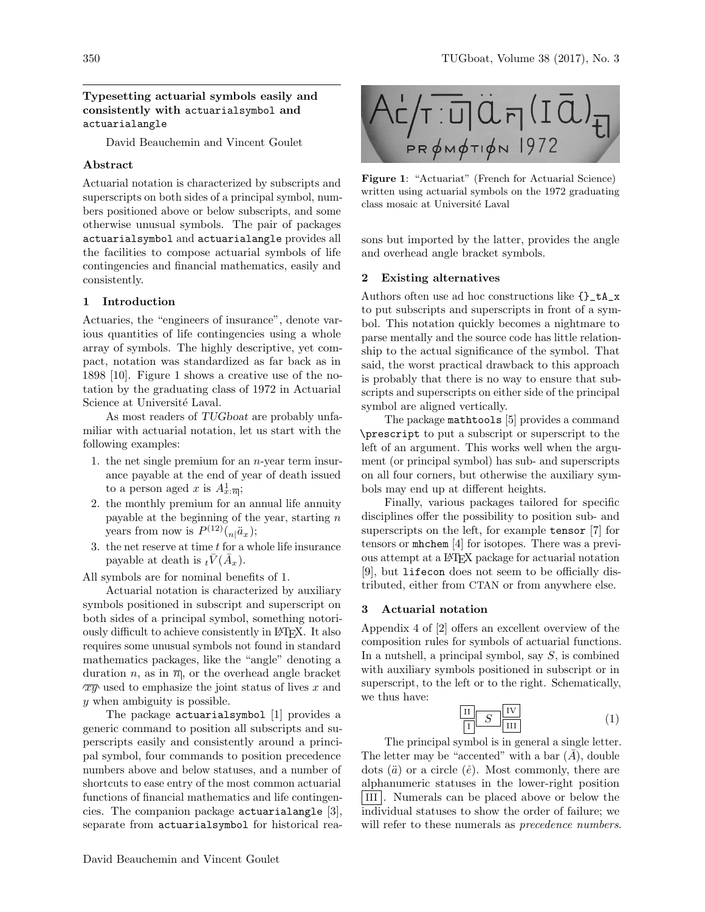# Typesetting actuarial symbols easily and consistently with actuarialsymbol and actuarialangle

David Beauchemin and Vincent Goulet

## Abstract

Actuarial notation is characterized by subscripts and superscripts on both sides of a principal symbol, numbers positioned above or below subscripts, and some otherwise unusual symbols. The pair of packages `actuarialsymbol` and `actuarialangle` provides all the facilities to compose actuarial symbols of life contingencies and financial mathematics, easily and consistently.

## 1 Introduction

Actuaries, the "engineers of insurance", denote various quantities of life contingencies using a whole array of symbols. The highly descriptive, yet compact, notation was standardized as far back as in 1898 [10]. Figure 1 shows a creative use of the notation by the graduating class of 1972 in Actuarial Science at Université Laval.

As most readers of *TUGboat* are probably unfamiliar with actuarial notation, let us start with the following examples:

1. the net single premium for an $n$-year term insurance payable at the end of year of death issued to a person aged $x$ is $A^{1}_{x:\overline{n}|}$;
2. the monthly premium for an annual life annuity payable at the beginning of the year, starting $n$ years from now is $P^{(12)}({}_{n|}\ddot{a}_x)$;
3. the net reserve at time $t$ for a whole life insurance payable at death is ${}_t\bar{V}(\bar{A}_x)$.

All symbols are for nominal benefits of 1.

Actuarial notation is characterized by auxiliary symbols positioned in subscript and superscript on both sides of a principal symbol, something notoriously difficult to achieve consistently in LaTeX. It also requires some unusual symbols not found in standard mathematics packages, like the "angle" denoting a duration $n$, as in $\overline{n}|$, or the overhead angle bracket $\overline{xy}$ used to emphasize the joint status of lives $x$ and $y$ when ambiguity is possible.

The package `actuarialsymbol` [1] provides a generic command to position all subscripts and superscripts easily and consistently around a principal symbol, four commands to position precedence numbers above and below statuses, and a number of shortcuts to ease entry of the most common actuarial functions of financial mathematics and life contingencies. The companion package `actuarialangle` [3], separate from `actuarialsymbol` for historical reasons but imported by the latter, provides the angle and overhead angle bracket symbols.

**Figure 1**: "Actuariat" (French for Actuarial Science) written using actuarial symbols on the 1972 graduating class mosaic at Université Laval

## 2 Existing alternatives

Authors often use ad hoc constructions like `{}_tA_x` to put subscripts and superscripts in front of a symbol. This notation quickly becomes a nightmare to parse mentally and the source code has little relationship to the actual significance of the symbol. That said, the worst practical drawback to this approach is probably that there is no way to ensure that subscripts and superscripts on either side of the principal symbol are aligned vertically.

The package `mathtools` [5] provides a command `\prescript` to put a subscript or superscript to the left of an argument. This works well when the argument (or principal symbol) has sub- and superscripts on all four corners, but otherwise the auxiliary symbols may end up at different heights.

Finally, various packages tailored for specific disciplines offer the possibility to position sub- and superscripts on the left, for example `tensor` [7] for tensors or `mhchem` [4] for isotopes. There was a previous attempt at a LaTeX package for actuarial notation [9], but `lifecon` does not seem to be officially distributed, either from CTAN or from anywhere else.

## 3 Actuarial notation

Appendix 4 of [2] offers an excellent overview of the composition rules for symbols of actuarial functions. In a nutshell, a principal symbol, say $S$, is combined with auxiliary symbols positioned in subscript or in superscript, to the left or to the right. Schematically, we thus have:

$$\boxed{\text{II}}\,\boxed{S}\,\boxed{\text{IV}} \quad \text{with } \boxed{\text{I}} \text{ lower-left and } \boxed{\text{III}} \text{ lower-right} \tag{1}$$

The principal symbol is in general a single letter. The letter may be "accented" with a bar ($\bar{A}$), double dots ($\ddot{a}$) or a circle ($\mathring{e}$). Most commonly, there are alphanumeric statuses in the lower-right position $\boxed{\text{III}}$. Numerals can be placed above or below the individual statuses to show the order of failure; we will refer to these numerals as *precedence numbers*.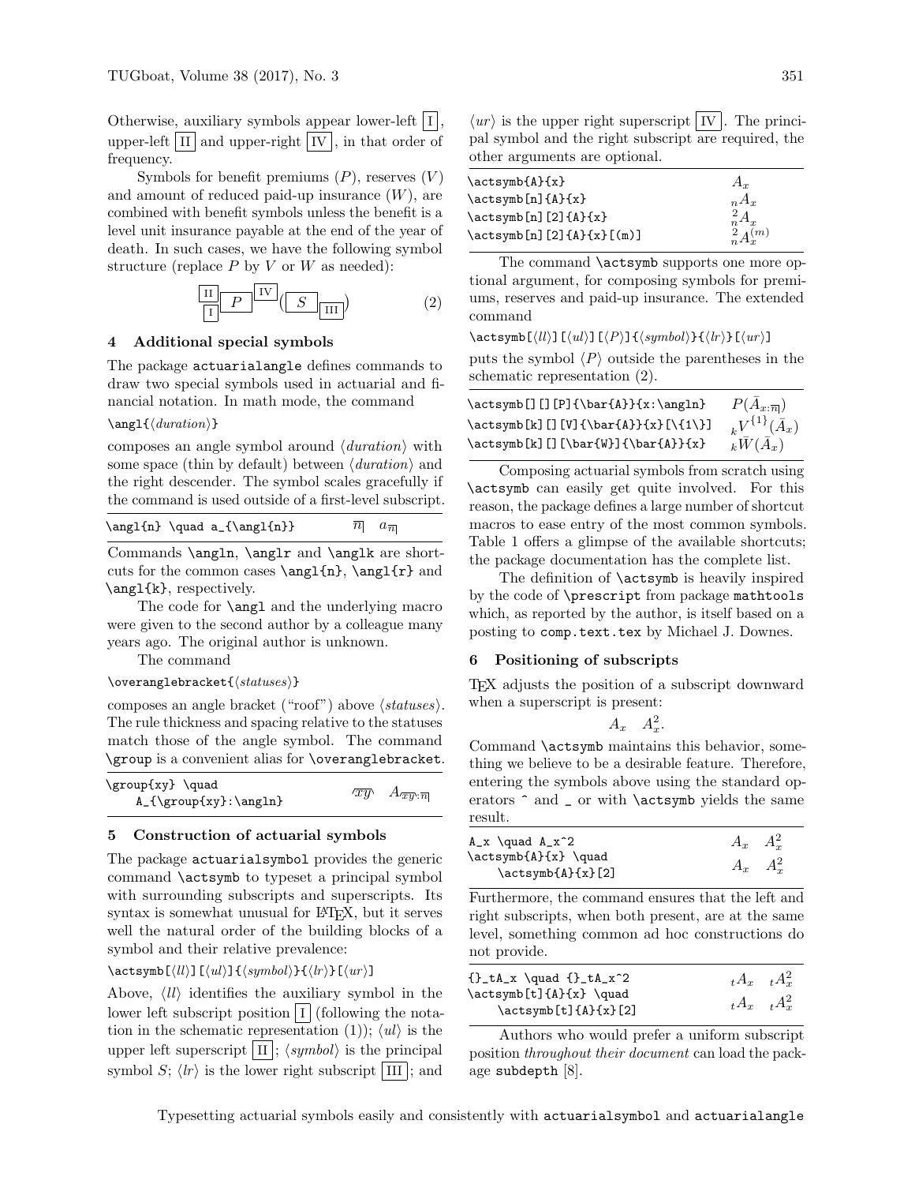Otherwise, auxiliary symbols appear lower-left $\boxed{\text{I}}$, upper-left $\boxed{\text{II}}$ and upper-right $\boxed{\text{IV}}$, in that order of frequency.

Symbols for benefit premiums ($P$), reserves ($V$) and amount of reduced paid-up insurance ($W$), are combined with benefit symbols unless the benefit is a level unit insurance payable at the end of the year of death. In such cases, we have the following symbol structure (replace $P$ by $V$ or $W$ as needed):

$$\,^{\boxed{\text{II}}}_{\boxed{\text{I}}}\boxed{P}^{\boxed{\text{IV}}}(\boxed{S}_{\boxed{\text{III}}}) \qquad (2)$$

## 4 Additional special symbols

The package `actuarialangle` defines commands to draw two special symbols used in actuarial and financial notation. In math mode, the command

`\angl{⟨duration⟩}`

composes an angle symbol around ⟨*duration*⟩ with some space (thin by default) between ⟨*duration*⟩ and the right descender. The symbol scales gracefully if the command is used outside of a first-level subscript.

| | |
|---|---|
| `\angl{n} \quad a_{\angl{n}}` | $\overline{n|} \quad a_{\overline{n|}}$ |

Commands `\angln`, `\anglr` and `\anglk` are shortcuts for the common cases `\angl{n}`, `\angl{r}` and `\angl{k}`, respectively.

The code for `\angl` and the underlying macro were given to the second author by a colleague many years ago. The original author is unknown.

The command

`\overanglebracket{⟨statuses⟩}`

composes an angle bracket ("roof") above ⟨*statuses*⟩. The rule thickness and spacing relative to the statuses match those of the angle symbol. The command `\group` is a convenient alias for `\overanglebracket`.

| | |
|---|---|
| `\group{xy} \quad A_{\group{xy}:\angln}` | $\overline{xy} \quad A_{\overline{xy}:\overline{n|}}$ |

## 5 Construction of actuarial symbols

The package `actuarialsymbol` provides the generic command `\actsymb` to typeset a principal symbol with surrounding subscripts and superscripts. Its syntax is somewhat unusual for LaTeX, but it serves well the natural order of the building blocks of a symbol and their relative prevalence:

`\actsymb[⟨ll⟩][⟨ul⟩]{⟨symbol⟩}{⟨lr⟩}[⟨ur⟩]`

Above, ⟨*ll*⟩ identifies the auxiliary symbol in the lower left subscript position $\boxed{\text{I}}$ (following the notation in the schematic representation (1)); ⟨*ul*⟩ is the upper left superscript $\boxed{\text{II}}$; ⟨*symbol*⟩ is the principal symbol $S$; ⟨*lr*⟩ is the lower right subscript $\boxed{\text{III}}$; and ⟨*ur*⟩ is the upper right superscript $\boxed{\text{IV}}$. The principal symbol and the right subscript are required, the other arguments are optional.

| | |
|---|---|
| `\actsymb{A}{x}` | $A_x$ |
| `\actsymb[n]{A}{x}` | ${}_nA_x$ |
| `\actsymb[n][2]{A}{x}` | ${}^2_nA_x$ |
| `\actsymb[n][2]{A}{x}[(m)]` | ${}^2_nA_x^{(m)}$ |

The command `\actsymb` supports one more optional argument, for composing symbols for premiums, reserves and paid-up insurance. The extended command

`\actsymb[⟨ll⟩][⟨ul⟩][⟨P⟩]{⟨symbol⟩}{⟨lr⟩}[⟨ur⟩]`

puts the symbol ⟨*P*⟩ outside the parentheses in the schematic representation (2).

| | |
|---|---|
| `\actsymb[][][P]{\bar{A}}{x:\angln}` | $P(\bar{A}_{x:\overline{n|}})$ |
| `\actsymb[k][][V]{\bar{A}}{x}[\{1\}]` | ${}_kV^{\{1\}}(\bar{A}_x)$ |
| `\actsymb[k][][\bar{W}]{\bar{A}}{x}` | ${}_k\bar{W}(\bar{A}_x)$ |

Composing actuarial symbols from scratch using `\actsymb` can easily get quite involved. For this reason, the package defines a large number of shortcut macros to ease entry of the most common symbols. Table 1 offers a glimpse of the available shortcuts; the package documentation has the complete list.

The definition of `\actsymb` is heavily inspired by the code of `\prescript` from package `mathtools` which, as reported by the author, is itself based on a posting to `comp.text.tex` by Michael J. Downes.

## 6 Positioning of subscripts

TeX adjusts the position of a subscript downward when a superscript is present:

$$A_x \quad A_x^2.$$

Command `\actsymb` maintains this behavior, something we believe to be a desirable feature. Therefore, entering the symbols above using the standard operators `^` and `_` or with `\actsymb` yields the same result.

| | |
|---|---|
| `A_x \quad A_x^2` | $A_x \quad A_x^2$ |
| `\actsymb{A}{x} \quad \actsymb{A}{x}[2]` | $A_x \quad A_x^2$ |

Furthermore, the command ensures that the left and right subscripts, when both present, are at the same level, something common ad hoc constructions do not provide.

| | |
|---|---|
| `{}_tA_x \quad {}_tA_x^2` | ${}_tA_x \quad {}_tA_x^2$ |
| `\actsymb[t]{A}{x} \quad \actsymb[t]{A}{x}[2]` | ${}_tA_x \quad {}_tA_x^2$ |

Authors who would prefer a uniform subscript position *throughout their document* can load the package `subdepth` [8].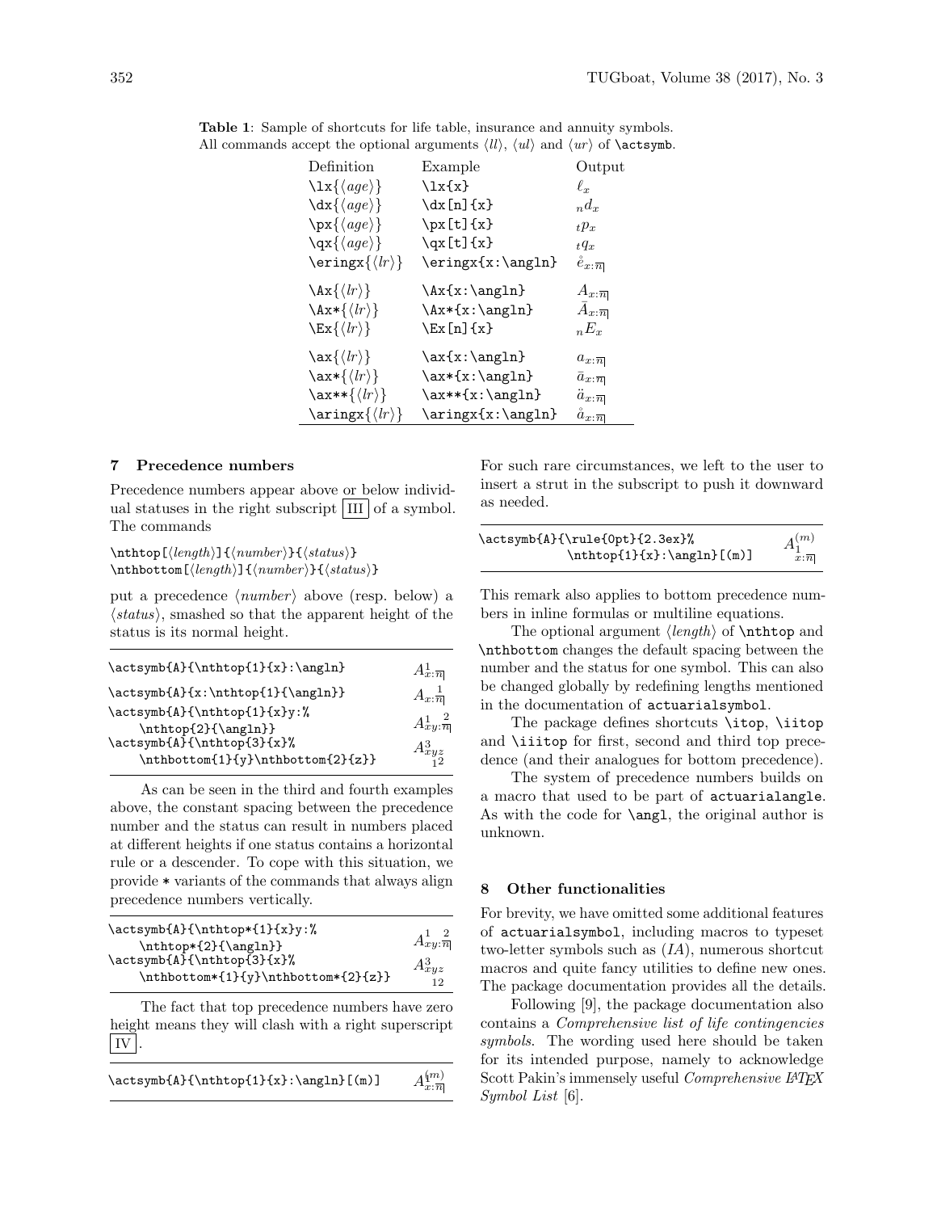**Table 1**: Sample of shortcuts for life table, insurance and annuity symbols. All commands accept the optional arguments ⟨*ll*⟩, ⟨*ul*⟩ and ⟨*ur*⟩ of `\actsymb`.

| Definition | Example | Output |
|---|---|---|
| `\lx{`⟨*age*⟩`}` | `\lx{x}` | $\ell_x$ |
| `\dx{`⟨*age*⟩`}` | `\dx[n]{x}` | ${}_nd_x$ |
| `\px{`⟨*age*⟩`}` | `\px[t]{x}` | ${}_tp_x$ |
| `\qx{`⟨*age*⟩`}` | `\qx[t]{x}` | ${}_tq_x$ |
| `\eringx{`⟨*lr*⟩`}` | `\eringx{x:\angln}` | $\mathring{e}_{x:\overline{n}\rceil}$ |
| `\Ax{`⟨*lr*⟩`}` | `\Ax{x:\angln}` | $A_{x:\overline{n}\rceil}$ |
| `\Ax*{`⟨*lr*⟩`}` | `\Ax*{x:\angln}` | $\bar{A}_{x:\overline{n}\rceil}$ |
| `\Ex{`⟨*lr*⟩`}` | `\Ex[n]{x}` | ${}_nE_x$ |
| `\ax{`⟨*lr*⟩`}` | `\ax{x:\angln}` | $a_{x:\overline{n}\rceil}$ |
| `\ax*{`⟨*lr*⟩`}` | `\ax*{x:\angln}` | $\bar{a}_{x:\overline{n}\rceil}$ |
| `\ax**{`⟨*lr*⟩`}` | `\ax**{x:\angln}` | $\ddot{a}_{x:\overline{n}\rceil}$ |
| `\aringx{`⟨*lr*⟩`}` | `\aringx{x:\angln}` | $\mathring{a}_{x:\overline{n}\rceil}$ |

## 7 Precedence numbers

Precedence numbers appear above or below individual statuses in the right subscript III of a symbol. The commands

`\nthtop[`⟨*length*⟩`]{`⟨*number*⟩`}{`⟨*status*⟩`}`
`\nthbottom[`⟨*length*⟩`]{`⟨*number*⟩`}{`⟨*status*⟩`}`

put a precedence ⟨*number*⟩ above (resp. below) a ⟨*status*⟩, smashed so that the apparent height of the status is its normal height.

| Code | Output |
|---|---|
| `\actsymb{A}{\nthtop{1}{x}:\angln}` | $A^{1}_{x:\overline{n}\rceil}$ |
| `\actsymb{A}{x:\nthtop{1}{\angln}}` | $A_{x:\overset{1}{\overline{n}\rceil}}$ |
| `\actsymb{A}{\nthtop{1}{x}y:% \nthtop{2}{\angln}}` | $A^{1\ \ 2}_{xy:\overline{n}\rceil}$ |
| `\actsymb{A}{\nthtop{3}{x}% \nthbottom{1}{y}\nthbottom{2}{z}}` | $A^{3}_{\underset{1}{y}\underset{2}{z}}$ |

As can be seen in the third and fourth examples above, the constant spacing between the precedence number and the status can result in numbers placed at different heights if one status contains a horizontal rule or a descender. To cope with this situation, we provide `*` variants of the commands that always align precedence numbers vertically.

| Code | Output |
|---|---|
| `\actsymb{A}{\nthtop*{1}{x}y:% \nthtop*{2}{\angln}}` | $A^{1\ \ 2}_{xy:\overline{n}\rceil}$ |
| `\actsymb{A}{\nthtop{3}{x}% \nthbottom*{1}{y}\nthbottom*{2}{z}}` | $A^{3}_{xyz}$ (1 2 aligned below) |

The fact that top precedence numbers have zero height means they will clash with a right superscript IV.

| Code | Output |
|---|---|
| `\actsymb{A}{\nthtop{1}{x}:\angln}[(m)]` | $A^{1(m)}_{x:\overline{n}\rceil}$ |

For such rare circumstances, we left to the user to insert a strut in the subscript to push it downward as needed.

| Code | Output |
|---|---|
| `\actsymb{A}{\rule{0pt}{2.3ex}% \nthtop{1}{x}:\angln}[(m)]` | $A^{(m)}_{\overset{1}{x}:\overline{n}\rceil}$ |

This remark also applies to bottom precedence numbers in inline formulas or multiline equations.

The optional argument ⟨*length*⟩ of `\nthtop` and `\nthbottom` changes the default spacing between the number and the status for one symbol. This can also be changed globally by redefining lengths mentioned in the documentation of `actuarialsymbol`.

The package defines shortcuts `\itop`, `\iitop` and `\iiitop` for first, second and third top precedence (and their analogues for bottom precedence).

The system of precedence numbers builds on a macro that used to be part of `actuarialangle`. As with the code for `\angl`, the original author is unknown.

## 8 Other functionalities

For brevity, we have omitted some additional features of `actuarialsymbol`, including macros to typeset two-letter symbols such as $(IA)$, numerous shortcut macros and quite fancy utilities to define new ones. The package documentation provides all the details.

Following [9], the package documentation also contains a *Comprehensive list of life contingencies symbols*. The wording used here should be taken for its intended purpose, namely to acknowledge Scott Pakin's immensely useful *Comprehensive LaTeX Symbol List* [6].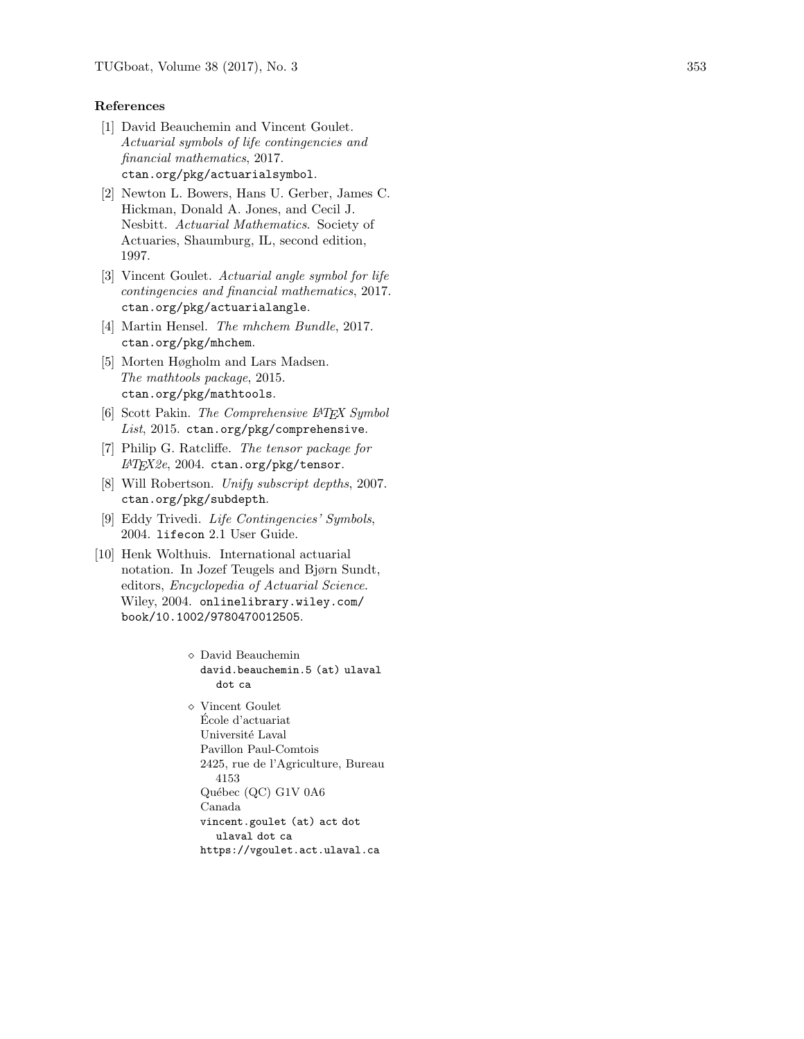### References

[1] David Beauchemin and Vincent Goulet. *Actuarial symbols of life contingencies and financial mathematics*, 2017. `ctan.org/pkg/actuarialsymbol`.

[2] Newton L. Bowers, Hans U. Gerber, James C. Hickman, Donald A. Jones, and Cecil J. Nesbitt. *Actuarial Mathematics*. Society of Actuaries, Shaumburg, IL, second edition, 1997.

[3] Vincent Goulet. *Actuarial angle symbol for life contingencies and financial mathematics*, 2017. `ctan.org/pkg/actuarialangle`.

[4] Martin Hensel. *The mhchem Bundle*, 2017. `ctan.org/pkg/mhchem`.

[5] Morten Høgholm and Lars Madsen. *The mathtools package*, 2015. `ctan.org/pkg/mathtools`.

[6] Scott Pakin. *The Comprehensive LaTeX Symbol List*, 2015. `ctan.org/pkg/comprehensive`.

[7] Philip G. Ratcliffe. *The tensor package for LaTeX2e*, 2004. `ctan.org/pkg/tensor`.

[8] Will Robertson. *Unify subscript depths*, 2007. `ctan.org/pkg/subdepth`.

[9] Eddy Trivedi. *Life Contingencies' Symbols*, 2004. `lifecon` 2.1 User Guide.

[10] Henk Wolthuis. International actuarial notation. In Jozef Teugels and Bjørn Sundt, editors, *Encyclopedia of Actuarial Science*. Wiley, 2004. `onlinelibrary.wiley.com/book/10.1002/9780470012505`.

◇ David Beauchemin
`david.beauchemin.5 (at) ulaval dot ca`

◇ Vincent Goulet
École d'actuariat
Université Laval
Pavillon Paul-Comtois
2425, rue de l'Agriculture, Bureau 4153
Québec (QC) G1V 0A6
Canada
`vincent.goulet (at) act dot ulaval dot ca`
`https://vgoulet.act.ulaval.ca`